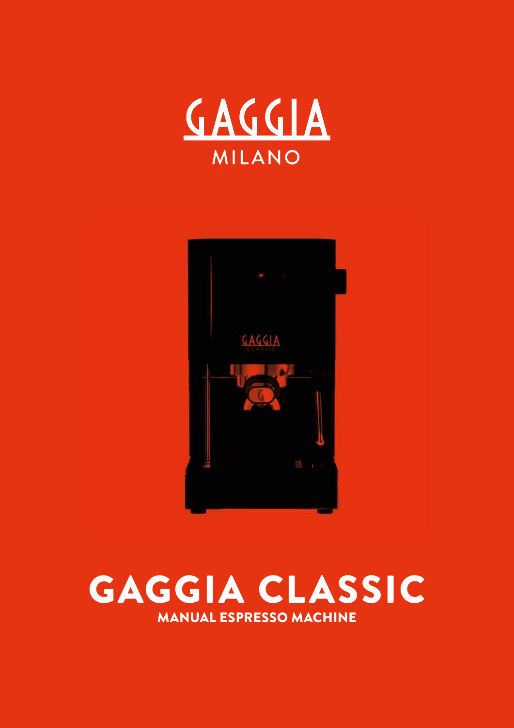# GAGGIA

MILANO

# GAGGIA CLASSIC

## MANUAL ESPRESSO MACHINE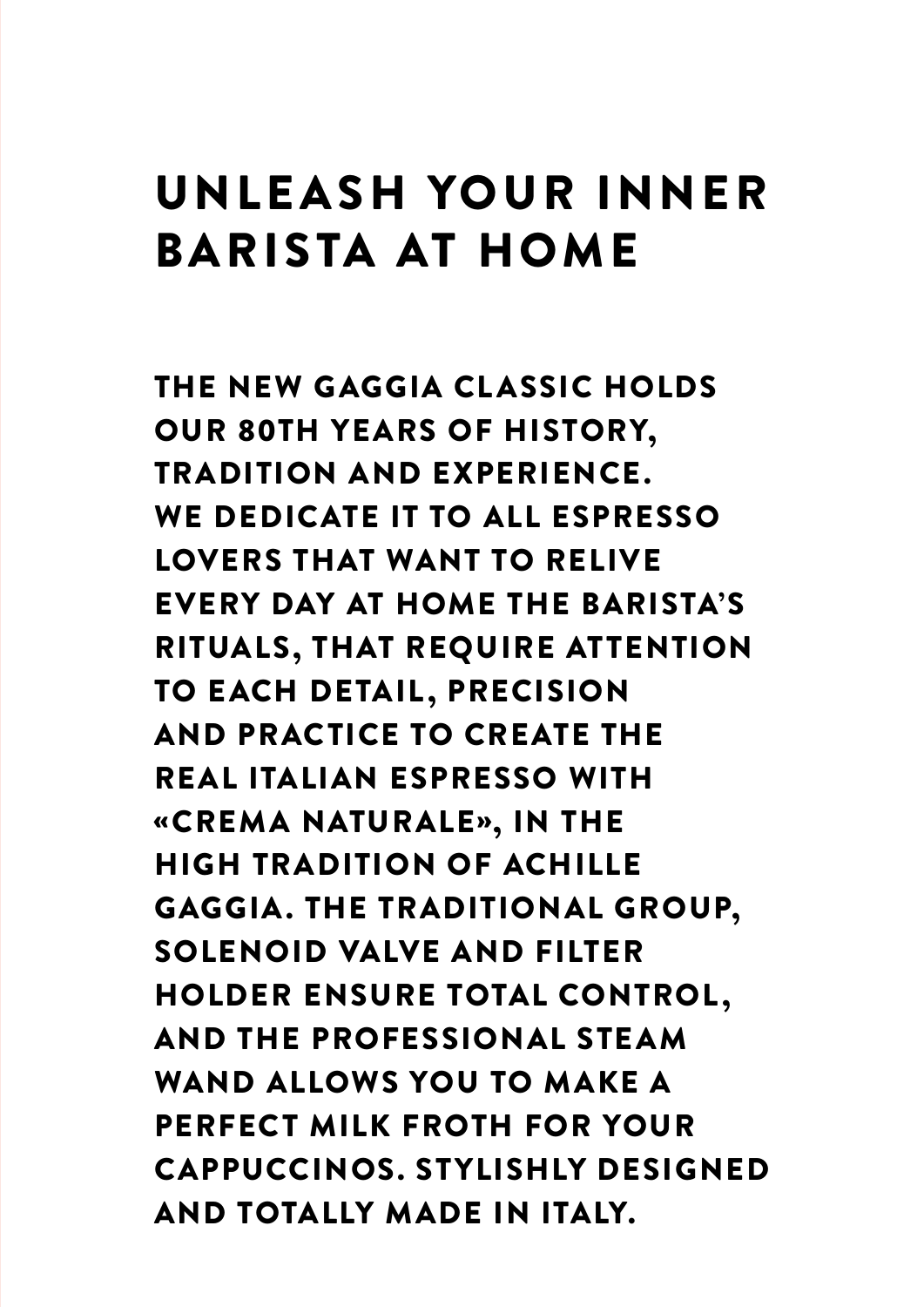# UNLEASH YOUR INNER BARISTA AT HOME

**THE NEW GAGGIA CLASSIC HOLDS OUR 80TH YEARS OF HISTORY, TRADITION AND EXPERIENCE. WE DEDICATE IT TO ALL ESPRESSO LOVERS THAT WANT TO RELIVE EVERY DAY AT HOME THE BARISTA'S RITUALS, THAT REQUIRE ATTENTION TO EACH DETAIL, PRECISION AND PRACTICE TO CREATE THE REAL ITALIAN ESPRESSO WITH «CREMA NATURALE», IN THE HIGH TRADITION OF ACHILLE GAGGIA. THE TRADITIONAL GROUP, SOLENOID VALVE AND FILTER HOLDER ENSURE TOTAL CONTROL, AND THE PROFESSIONAL STEAM WAND ALLOWS YOU TO MAKE A PERFECT MILK FROTH FOR YOUR CAPPUCCINOS. STYLISHLY DESIGNED AND TOTALLY MADE IN ITALY.**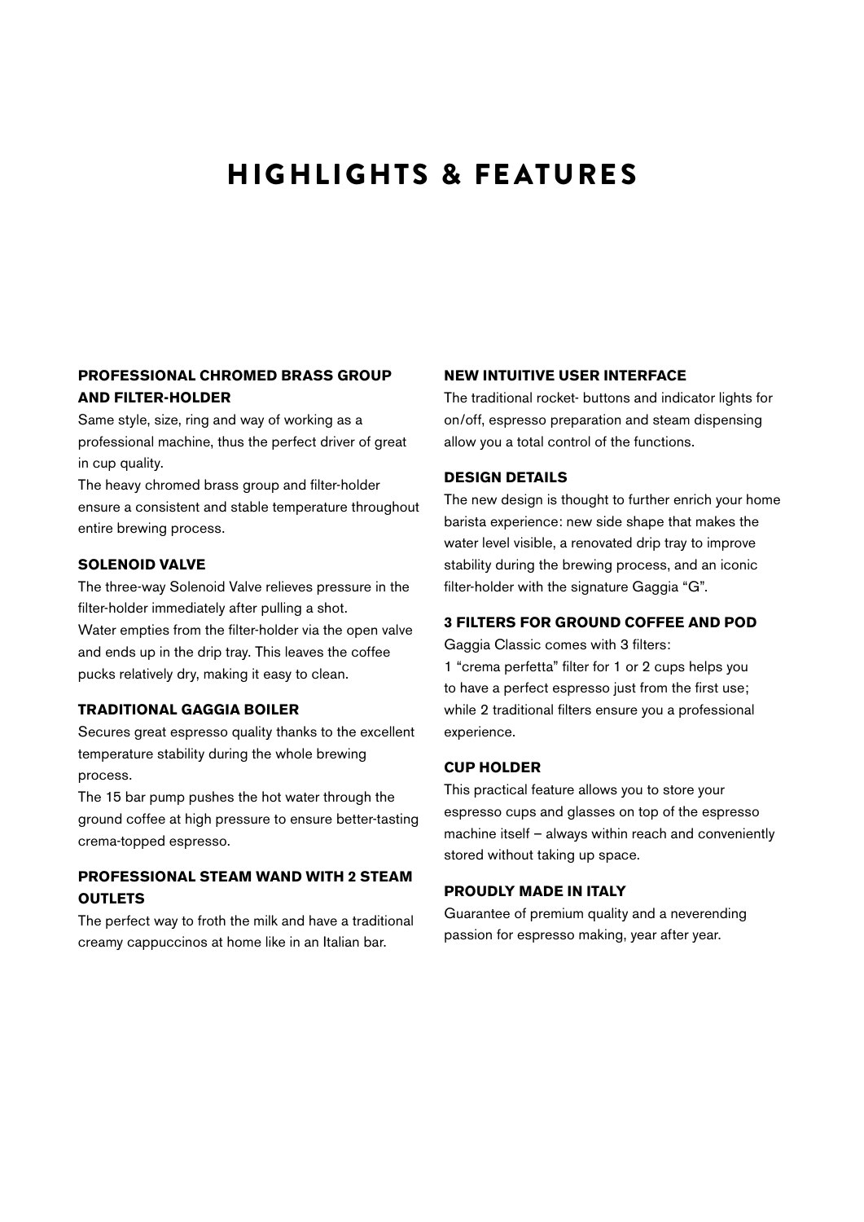# HIGHLIGHTS & FEATURES

### PROFESSIONAL CHROMED BRASS GROUP AND FILTER-HOLDER

Same style, size, ring and way of working as a professional machine, thus the perfect driver of great in cup quality.
The heavy chromed brass group and filter-holder ensure a consistent and stable temperature throughout entire brewing process.

### SOLENOID VALVE

The three-way Solenoid Valve relieves pressure in the filter-holder immediately after pulling a shot.
Water empties from the filter-holder via the open valve and ends up in the drip tray. This leaves the coffee pucks relatively dry, making it easy to clean.

### TRADITIONAL GAGGIA BOILER

Secures great espresso quality thanks to the excellent temperature stability during the whole brewing process.
The 15 bar pump pushes the hot water through the ground coffee at high pressure to ensure better-tasting crema-topped espresso.

### PROFESSIONAL STEAM WAND WITH 2 STEAM OUTLETS

The perfect way to froth the milk and have a traditional creamy cappuccinos at home like in an Italian bar.

### NEW INTUITIVE USER INTERFACE

The traditional rocket- buttons and indicator lights for on/off, espresso preparation and steam dispensing allow you a total control of the functions.

### DESIGN DETAILS

The new design is thought to further enrich your home barista experience: new side shape that makes the water level visible, a renovated drip tray to improve stability during the brewing process, and an iconic filter-holder with the signature Gaggia "G".

### 3 FILTERS FOR GROUND COFFEE AND POD

Gaggia Classic comes with 3 filters:
1 "crema perfetta" filter for 1 or 2 cups helps you to have a perfect espresso just from the first use; while 2 traditional filters ensure you a professional experience.

### CUP HOLDER

This practical feature allows you to store your espresso cups and glasses on top of the espresso machine itself – always within reach and conveniently stored without taking up space.

### PROUDLY MADE IN ITALY

Guarantee of premium quality and a neverending passion for espresso making, year after year.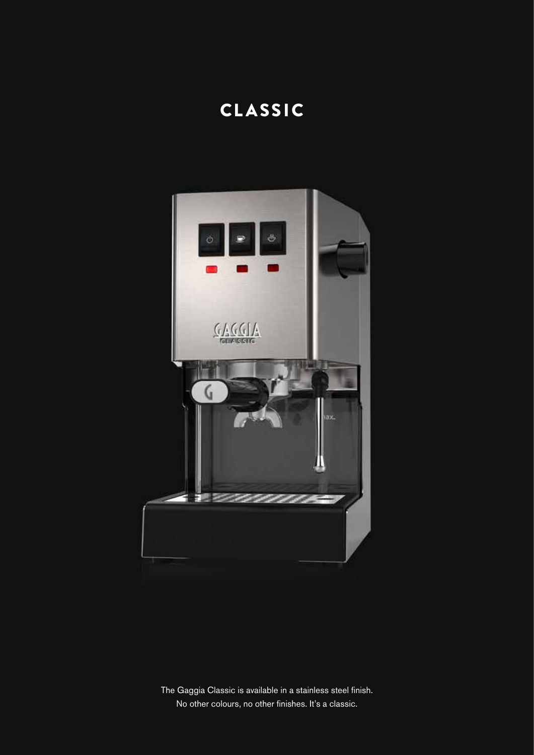# CLASSIC

The Gaggia Classic is available in a stainless steel finish.
No other colours, no other finishes. It's a classic.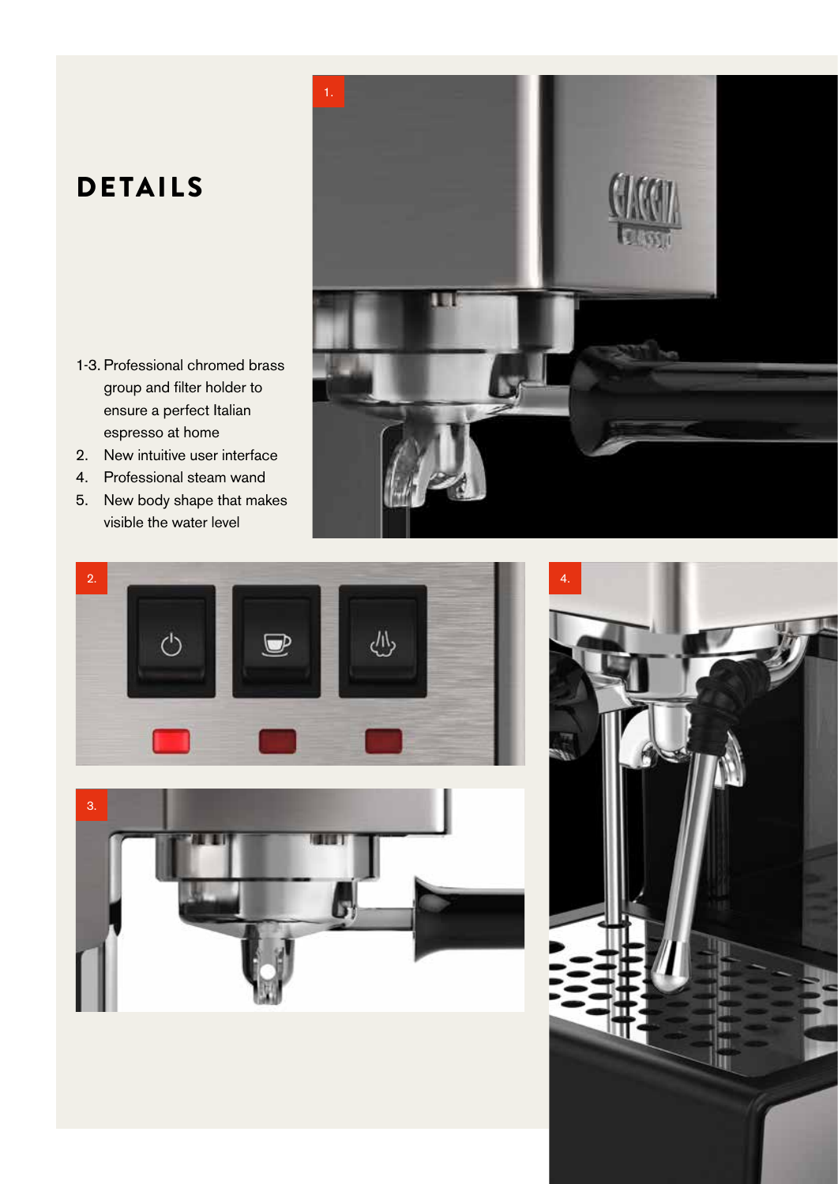# DETAILS

1-3. Professional chromed brass group and filter holder to ensure a perfect Italian espresso at home

2. New intuitive user interface

4. Professional steam wand

5. New body shape that makes visible the water level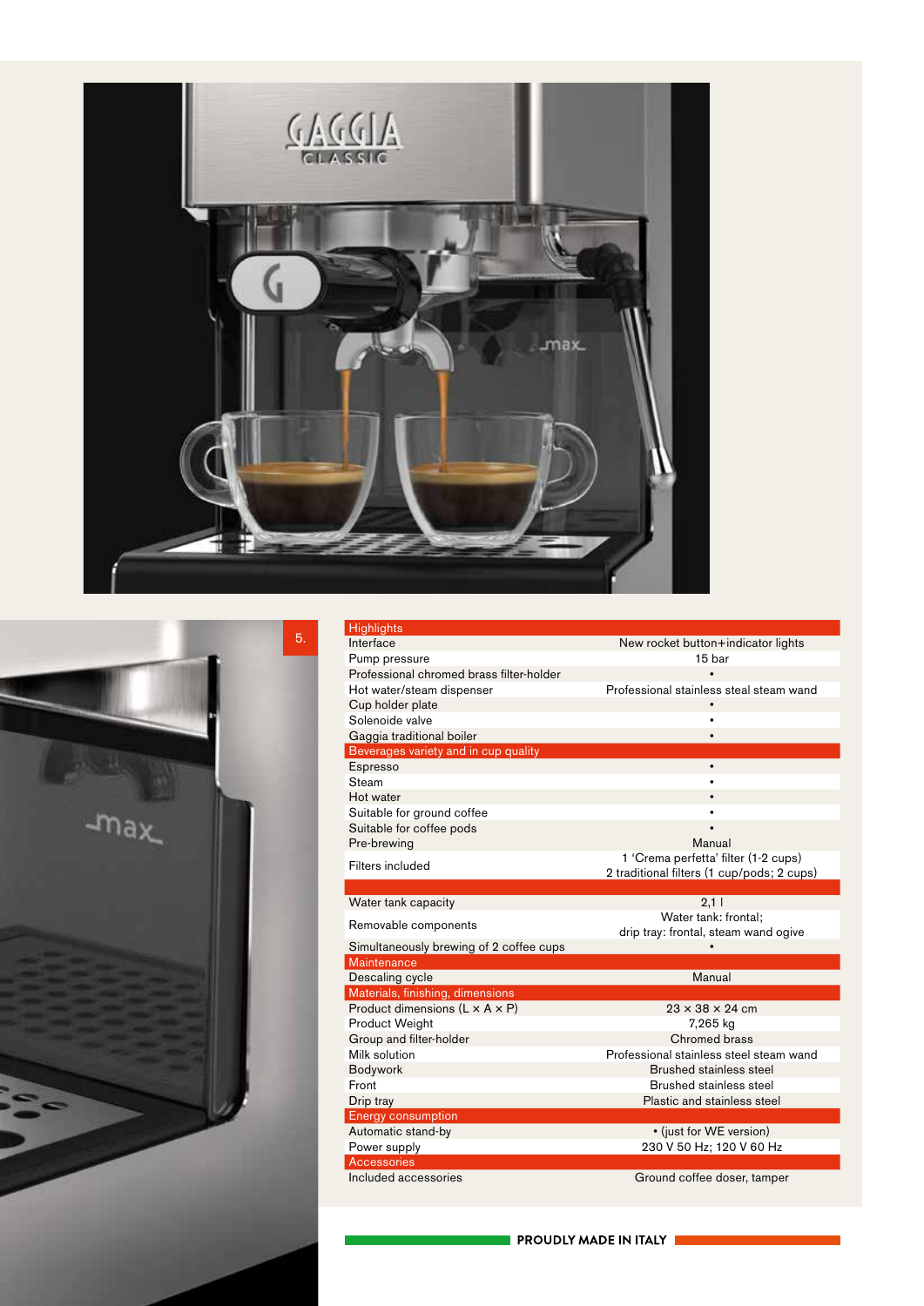5.

| Highlights | |
|---|---|
| Interface | New rocket button+indicator lights |
| Pump pressure | 15 bar |
| Professional chromed brass filter-holder | • |
| Hot water/steam dispenser | Professional stainless steal steam wand |
| Cup holder plate | • |
| Solenoide valve | • |
| Gaggia traditional boiler | • |
| **Beverages variety and in cup quality** | |
| Espresso | • |
| Steam | • |
| Hot water | • |
| Suitable for ground coffee | • |
| Suitable for coffee pods | • |
| Pre-brewing | Manual |
| Filters included | 1 'Crema perfetta' filter (1-2 cups)<br>2 traditional filters (1 cup/pods; 2 cups) |
| | |
| Water tank capacity | 2,1 l |
| Removable components | Water tank: frontal;<br>drip tray: frontal, steam wand ogive |
| Simultaneously brewing of 2 coffee cups | • |
| **Maintenance** | |
| Descaling cycle | Manual |
| **Materials, finishing, dimensions** | |
| Product dimensions (L × A × P) | 23 × 38 × 24 cm |
| Product Weight | 7,265 kg |
| Group and filter-holder | Chromed brass |
| Milk solution | Professional stainless steel steam wand |
| Bodywork | Brushed stainless steel |
| Front | Brushed stainless steel |
| Drip tray | Plastic and stainless steel |
| **Energy consumption** | |
| Automatic stand-by | • (just for WE version) |
| Power supply | 230 V 50 Hz; 120 V 60 Hz |
| **Accessories** | |
| Included accessories | Ground coffee doser, tamper |

**PROUDLY MADE IN ITALY**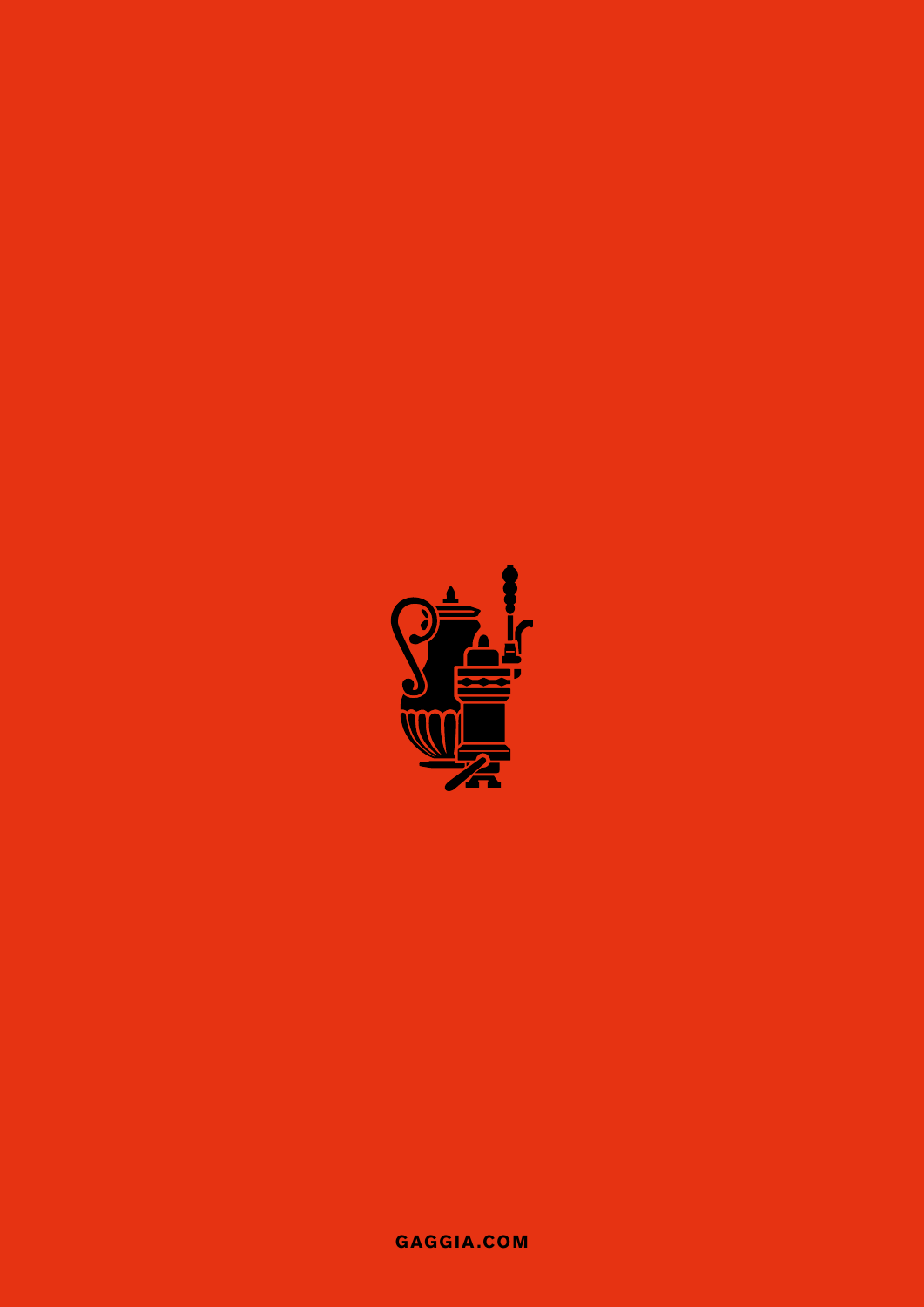GAGGIA.COM